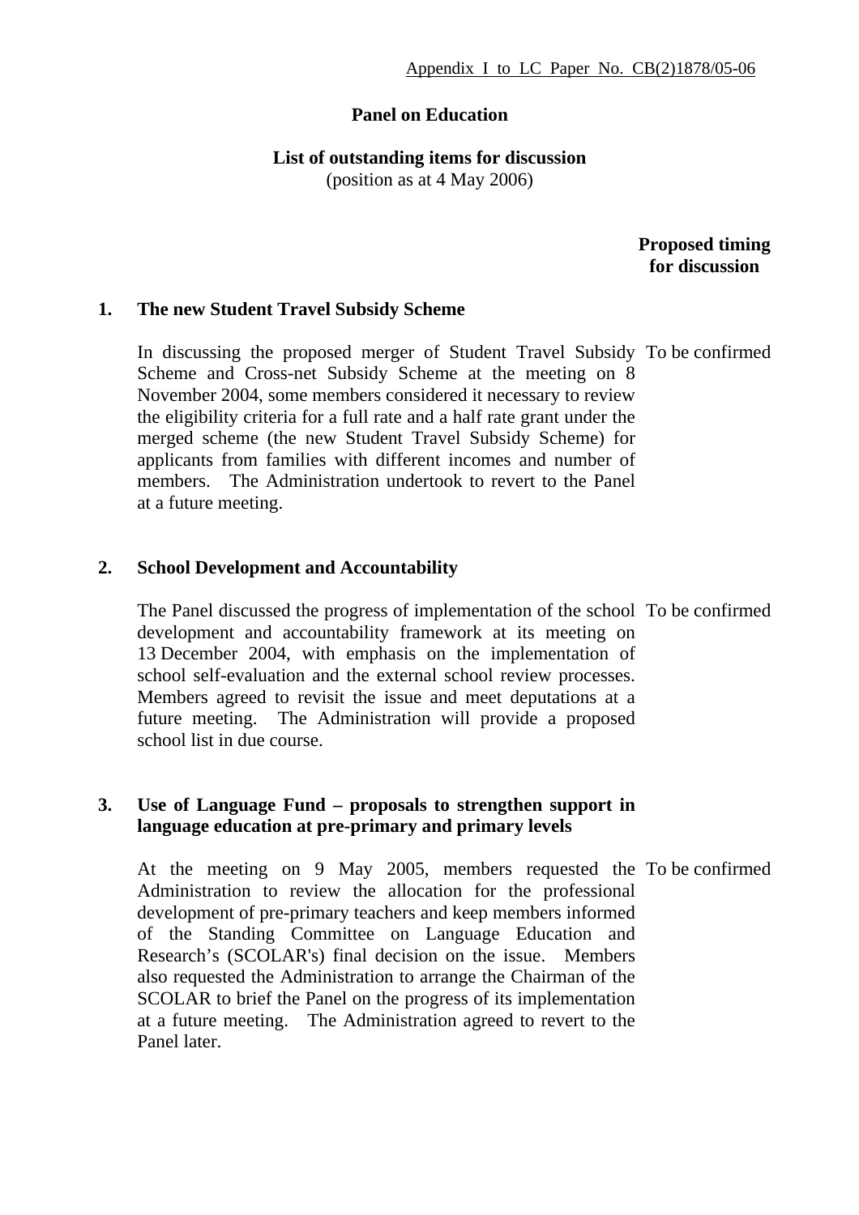Appendix I to LC Paper No. CB(2)1878/05-06

**Panel on Education**

**List of outstanding items for discussion**
(position as at 4 May 2006)

| | | **Proposed timing for discussion** |
|---|---|---|
| **1.** | **The new Student Travel Subsidy Scheme** | |
| | In discussing the proposed merger of Student Travel Subsidy Scheme and Cross-net Subsidy Scheme at the meeting on 8 November 2004, some members considered it necessary to review the eligibility criteria for a full rate and a half rate grant under the merged scheme (the new Student Travel Subsidy Scheme) for applicants from families with different incomes and number of members. The Administration undertook to revert to the Panel at a future meeting. | To be confirmed |
| **2.** | **School Development and Accountability** | |
| | The Panel discussed the progress of implementation of the school development and accountability framework at its meeting on 13 December 2004, with emphasis on the implementation of school self-evaluation and the external school review processes. Members agreed to revisit the issue and meet deputations at a future meeting. The Administration will provide a proposed school list in due course. | To be confirmed |
| **3.** | **Use of Language Fund – proposals to strengthen support in language education at pre-primary and primary levels** | |
| | At the meeting on 9 May 2005, members requested the Administration to review the allocation for the professional development of pre-primary teachers and keep members informed of the Standing Committee on Language Education and Research's (SCOLAR's) final decision on the issue. Members also requested the Administration to arrange the Chairman of the SCOLAR to brief the Panel on the progress of its implementation at a future meeting. The Administration agreed to revert to the Panel later. | To be confirmed |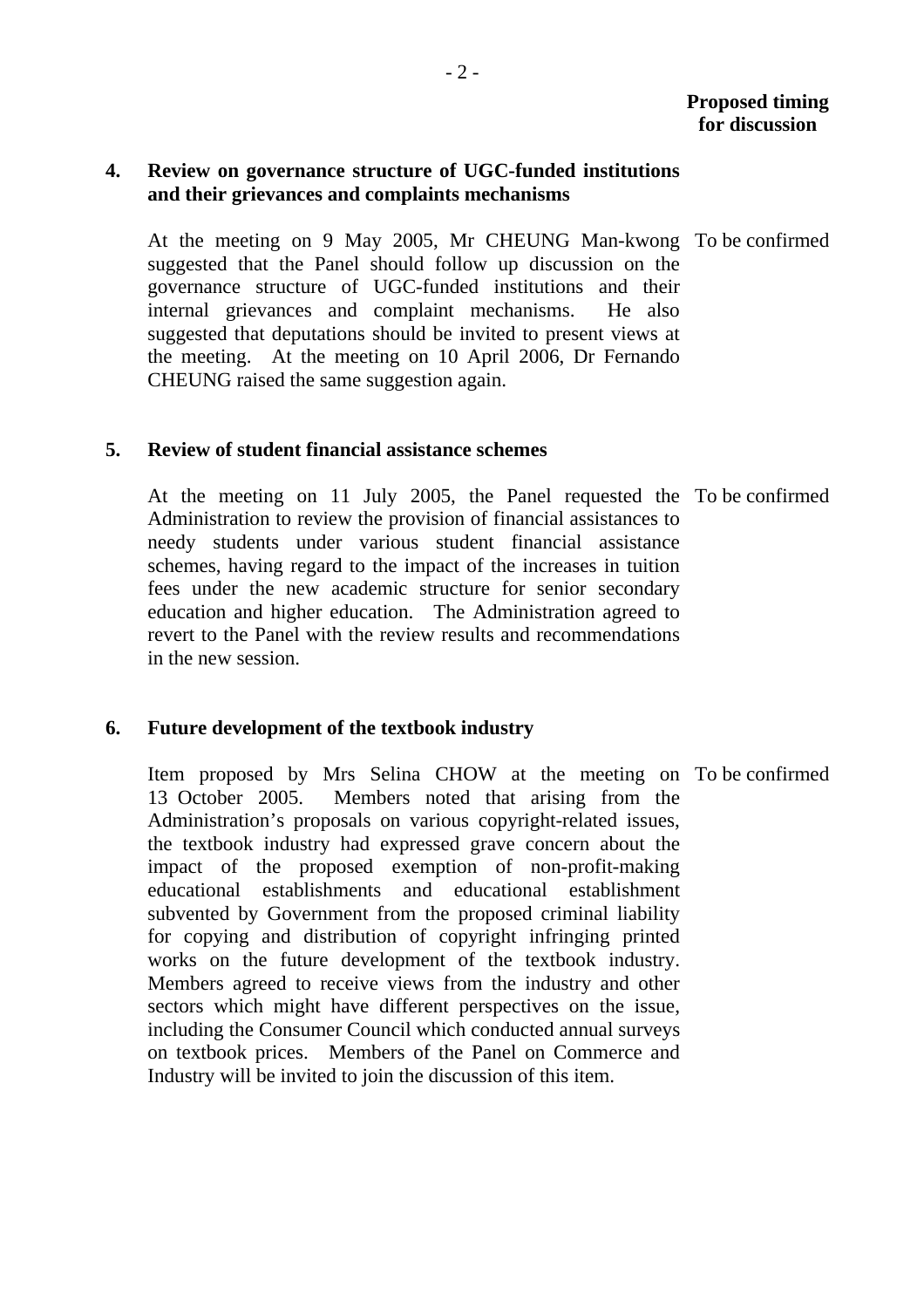**Proposed timing for discussion**

**4. Review on governance structure of UGC-funded institutions and their grievances and complaints mechanisms**

At the meeting on 9 May 2005, Mr CHEUNG Man-kwong suggested that the Panel should follow up discussion on the governance structure of UGC-funded institutions and their internal grievances and complaint mechanisms. He also suggested that deputations should be invited to present views at the meeting. At the meeting on 10 April 2006, Dr Fernando CHEUNG raised the same suggestion again.

To be confirmed

**5. Review of student financial assistance schemes**

At the meeting on 11 July 2005, the Panel requested the Administration to review the provision of financial assistances to needy students under various student financial assistance schemes, having regard to the impact of the increases in tuition fees under the new academic structure for senior secondary education and higher education. The Administration agreed to revert to the Panel with the review results and recommendations in the new session.

To be confirmed

**6. Future development of the textbook industry**

Item proposed by Mrs Selina CHOW at the meeting on 13 October 2005. Members noted that arising from the Administration's proposals on various copyright-related issues, the textbook industry had expressed grave concern about the impact of the proposed exemption of non-profit-making educational establishments and educational establishment subvented by Government from the proposed criminal liability for copying and distribution of copyright infringing printed works on the future development of the textbook industry. Members agreed to receive views from the industry and other sectors which might have different perspectives on the issue, including the Consumer Council which conducted annual surveys on textbook prices. Members of the Panel on Commerce and Industry will be invited to join the discussion of this item.

To be confirmed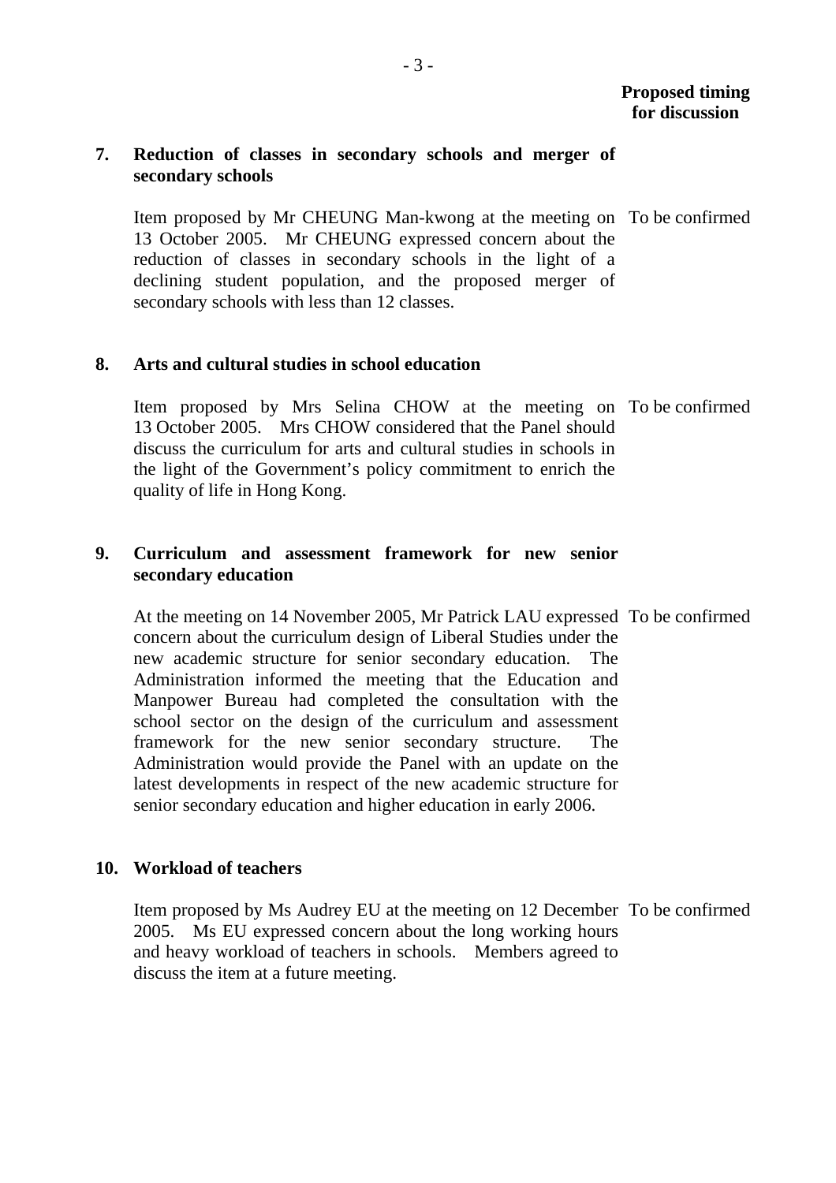**Proposed timing for discussion**

**7. Reduction of classes in secondary schools and merger of secondary schools**

Item proposed by Mr CHEUNG Man-kwong at the meeting on 13 October 2005. Mr CHEUNG expressed concern about the reduction of classes in secondary schools in the light of a declining student population, and the proposed merger of secondary schools with less than 12 classes.

To be confirmed

**8. Arts and cultural studies in school education**

Item proposed by Mrs Selina CHOW at the meeting on 13 October 2005. Mrs CHOW considered that the Panel should discuss the curriculum for arts and cultural studies in schools in the light of the Government's policy commitment to enrich the quality of life in Hong Kong.

To be confirmed

**9. Curriculum and assessment framework for new senior secondary education**

At the meeting on 14 November 2005, Mr Patrick LAU expressed concern about the curriculum design of Liberal Studies under the new academic structure for senior secondary education. The Administration informed the meeting that the Education and Manpower Bureau had completed the consultation with the school sector on the design of the curriculum and assessment framework for the new senior secondary structure. The Administration would provide the Panel with an update on the latest developments in respect of the new academic structure for senior secondary education and higher education in early 2006.

To be confirmed

**10. Workload of teachers**

Item proposed by Ms Audrey EU at the meeting on 12 December 2005. Ms EU expressed concern about the long working hours and heavy workload of teachers in schools. Members agreed to discuss the item at a future meeting.

To be confirmed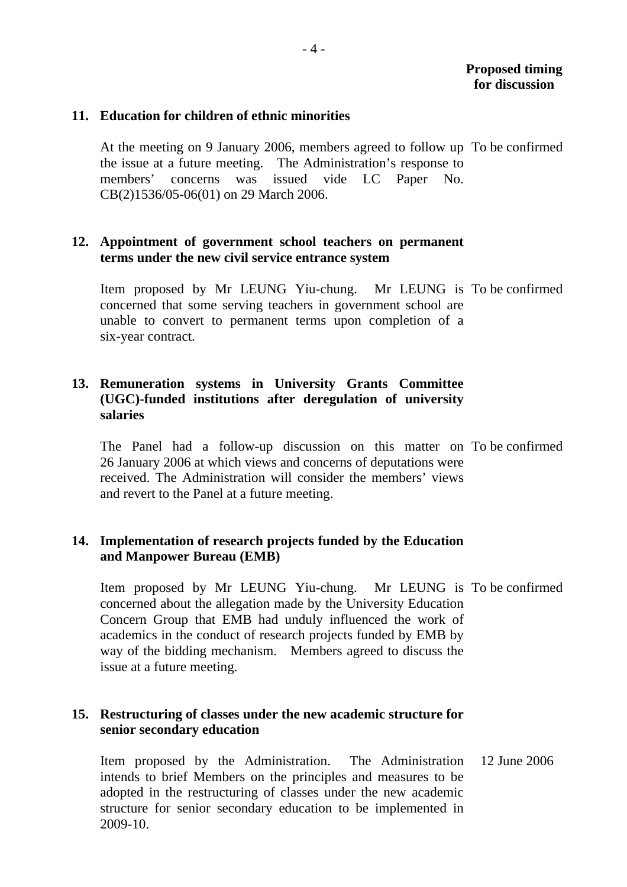**Proposed timing for discussion**

**11. Education for children of ethnic minorities**

At the meeting on 9 January 2006, members agreed to follow up the issue at a future meeting. The Administration's response to members' concerns was issued vide LC Paper No. CB(2)1536/05-06(01) on 29 March 2006. — To be confirmed

**12. Appointment of government school teachers on permanent terms under the new civil service entrance system**

Item proposed by Mr LEUNG Yiu-chung. Mr LEUNG is concerned that some serving teachers in government school are unable to convert to permanent terms upon completion of a six-year contract. — To be confirmed

**13. Remuneration systems in University Grants Committee (UGC)-funded institutions after deregulation of university salaries**

The Panel had a follow-up discussion on this matter on 26 January 2006 at which views and concerns of deputations were received. The Administration will consider the members' views and revert to the Panel at a future meeting. — To be confirmed

**14. Implementation of research projects funded by the Education and Manpower Bureau (EMB)**

Item proposed by Mr LEUNG Yiu-chung. Mr LEUNG is concerned about the allegation made by the University Education Concern Group that EMB had unduly influenced the work of academics in the conduct of research projects funded by EMB by way of the bidding mechanism. Members agreed to discuss the issue at a future meeting. — To be confirmed

**15. Restructuring of classes under the new academic structure for senior secondary education**

Item proposed by the Administration. The Administration intends to brief Members on the principles and measures to be adopted in the restructuring of classes under the new academic structure for senior secondary education to be implemented in 2009-10. — 12 June 2006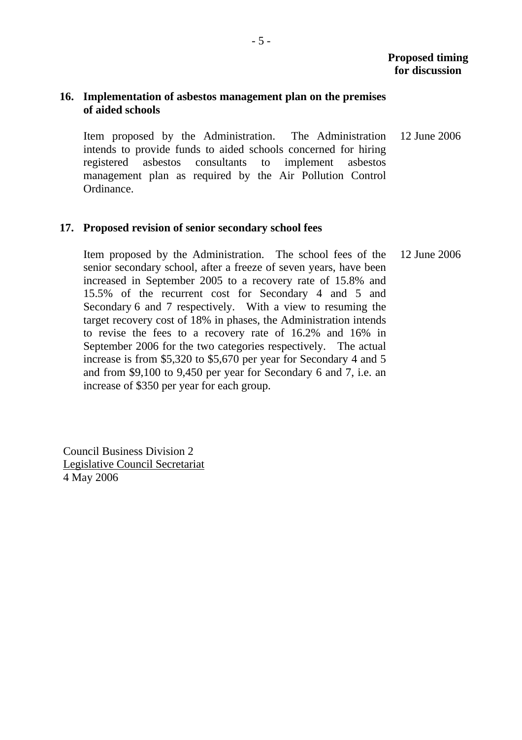**Proposed timing for discussion**

**16. Implementation of asbestos management plan on the premises of aided schools**

Item proposed by the Administration. The Administration intends to provide funds to aided schools concerned for hiring registered asbestos consultants to implement asbestos management plan as required by the Air Pollution Control Ordinance. — 12 June 2006

**17. Proposed revision of senior secondary school fees**

Item proposed by the Administration. The school fees of the senior secondary school, after a freeze of seven years, have been increased in September 2005 to a recovery rate of 15.8% and 15.5% of the recurrent cost for Secondary 4 and 5 and Secondary 6 and 7 respectively. With a view to resuming the target recovery cost of 18% in phases, the Administration intends to revise the fees to a recovery rate of 16.2% and 16% in September 2006 for the two categories respectively. The actual increase is from $5,320 to $5,670 per year for Secondary 4 and 5 and from $9,100 to 9,450 per year for Secondary 6 and 7, i.e. an increase of $350 per year for each group. — 12 June 2006

Council Business Division 2
Legislative Council Secretariat
4 May 2006